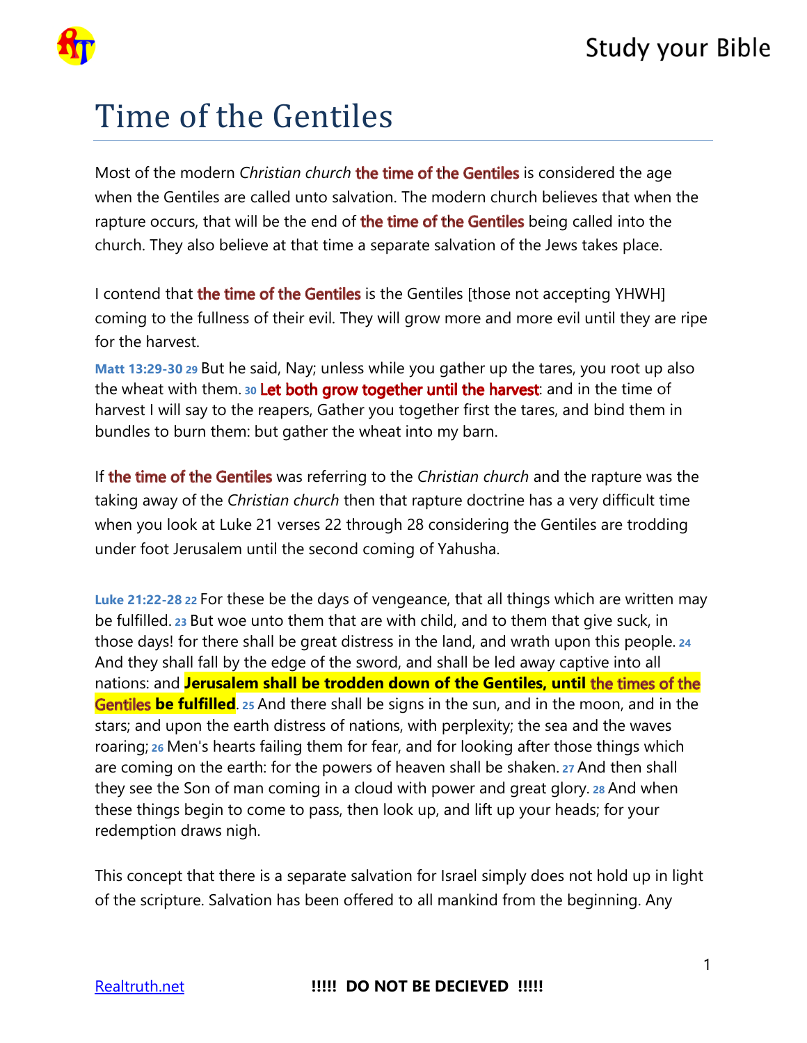# Time of the Gentiles

Most of the modern *Christian church* the time of the Gentiles is considered the age when the Gentiles are called unto salvation. The modern church believes that when the rapture occurs, that will be the end of the time of the Gentiles being called into the church. They also believe at that time a separate salvation of the Jews takes place.

I contend that the time of the Gentiles is the Gentiles [those not accepting YHWH] coming to the fullness of their evil. They will grow more and more evil until they are ripe for the harvest.

**Matt 13:29-30** 29 But he said, Nay; unless while you gather up the tares, you root up also the wheat with them. 30 Let both grow together until the harvest: and in the time of harvest I will say to the reapers, Gather you together first the tares, and bind them in bundles to burn them: but gather the wheat into my barn.

If the time of the Gentiles was referring to the *Christian church* and the rapture was the taking away of the *Christian church* then that rapture doctrine has a very difficult time when you look at Luke 21 verses 22 through 28 considering the Gentiles are trodding under foot Jerusalem until the second coming of Yahusha.

**Luke 21:22-28** 22 For these be the days of vengeance, that all things which are written may be fulfilled. 23 But woe unto them that are with child, and to them that give suck, in those days! for there shall be great distress in the land, and wrath upon this people. 24 And they shall fall by the edge of the sword, and shall be led away captive into all nations: and **Jerusalem shall be trodden down of the Gentiles, until the times of the Gentiles be fulfilled**. 25 And there shall be signs in the sun, and in the moon, and in the stars; and upon the earth distress of nations, with perplexity; the sea and the waves roaring; 26 Men's hearts failing them for fear, and for looking after those things which are coming on the earth: for the powers of heaven shall be shaken. 27 And then shall they see the Son of man coming in a cloud with power and great glory. 28 And when these things begin to come to pass, then look up, and lift up your heads; for your redemption draws nigh.

This concept that there is a separate salvation for Israel simply does not hold up in light of the scripture. Salvation has been offered to all mankind from the beginning. Any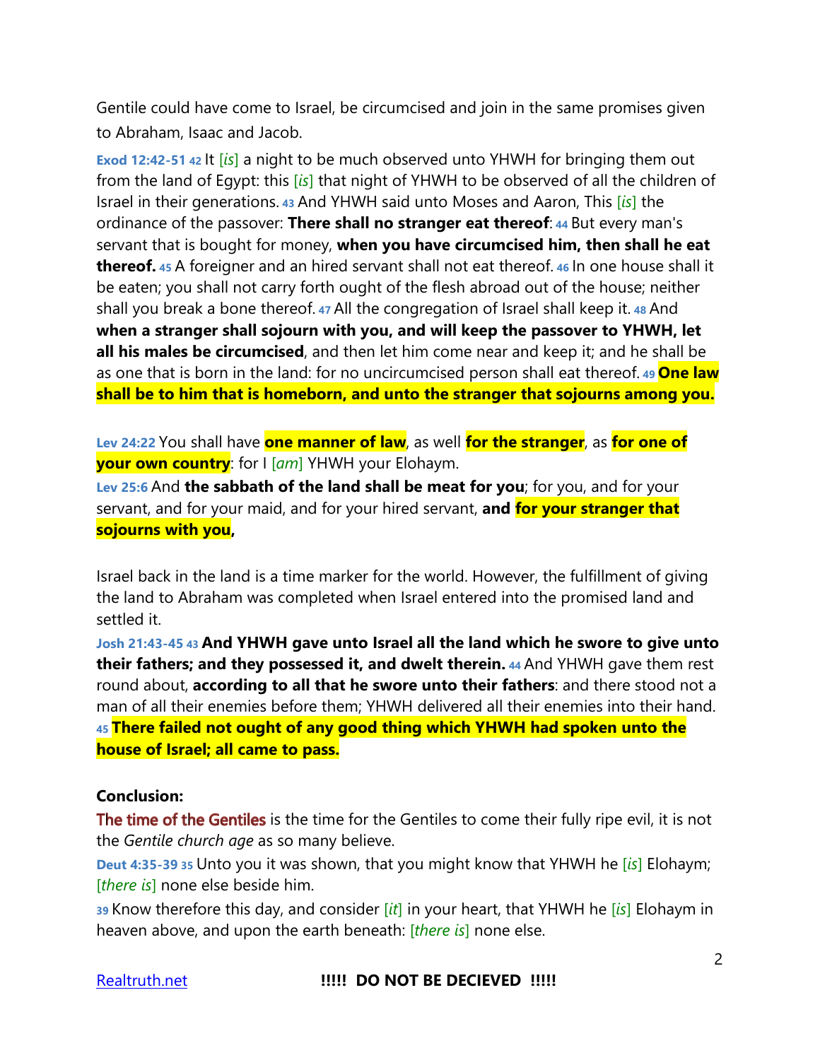Gentile could have come to Israel, be circumcised and join in the same promises given to Abraham, Isaac and Jacob.

**Exod 12:42-51** 42 It [*is*] a night to be much observed unto YHWH for bringing them out from the land of Egypt: this [*is*] that night of YHWH to be observed of all the children of Israel in their generations. 43 And YHWH said unto Moses and Aaron, This [*is*] the ordinance of the passover: **There shall no stranger eat thereof**: 44 But every man's servant that is bought for money, **when you have circumcised him, then shall he eat thereof.** 45 A foreigner and an hired servant shall not eat thereof. 46 In one house shall it be eaten; you shall not carry forth ought of the flesh abroad out of the house; neither shall you break a bone thereof. 47 All the congregation of Israel shall keep it. 48 And **when a stranger shall sojourn with you, and will keep the passover to YHWH, let all his males be circumcised**, and then let him come near and keep it; and he shall be as one that is born in the land: for no uncircumcised person shall eat thereof. 49 **One law shall be to him that is homeborn, and unto the stranger that sojourns among you.**

**Lev 24:22** You shall have **one manner of law**, as well **for the stranger**, as **for one of your own country**: for I [*am*] YHWH your Elohaym.
**Lev 25:6** And **the sabbath of the land shall be meat for you**; for you, and for your servant, and for your maid, and for your hired servant, **and for your stranger that sojourns with you,**

Israel back in the land is a time marker for the world. However, the fulfillment of giving the land to Abraham was completed when Israel entered into the promised land and settled it.

**Josh 21:43-45** 43 **And YHWH gave unto Israel all the land which he swore to give unto their fathers; and they possessed it, and dwelt therein.** 44 And YHWH gave them rest round about, **according to all that he swore unto their fathers**: and there stood not a man of all their enemies before them; YHWH delivered all their enemies into their hand. 45 **There failed not ought of any good thing which YHWH had spoken unto the house of Israel; all came to pass.**

**Conclusion:**

The time of the Gentiles is the time for the Gentiles to come their fully ripe evil, it is not the *Gentile church age* as so many believe.

**Deut 4:35-39** 35 Unto you it was shown, that you might know that YHWH he [*is*] Elohaym; [*there is*] none else beside him.

39 Know therefore this day, and consider [*it*] in your heart, that YHWH he [*is*] Elohaym in heaven above, and upon the earth beneath: [*there is*] none else.

Realtruth.net **!!!!! DO NOT BE DECIEVED !!!!!**